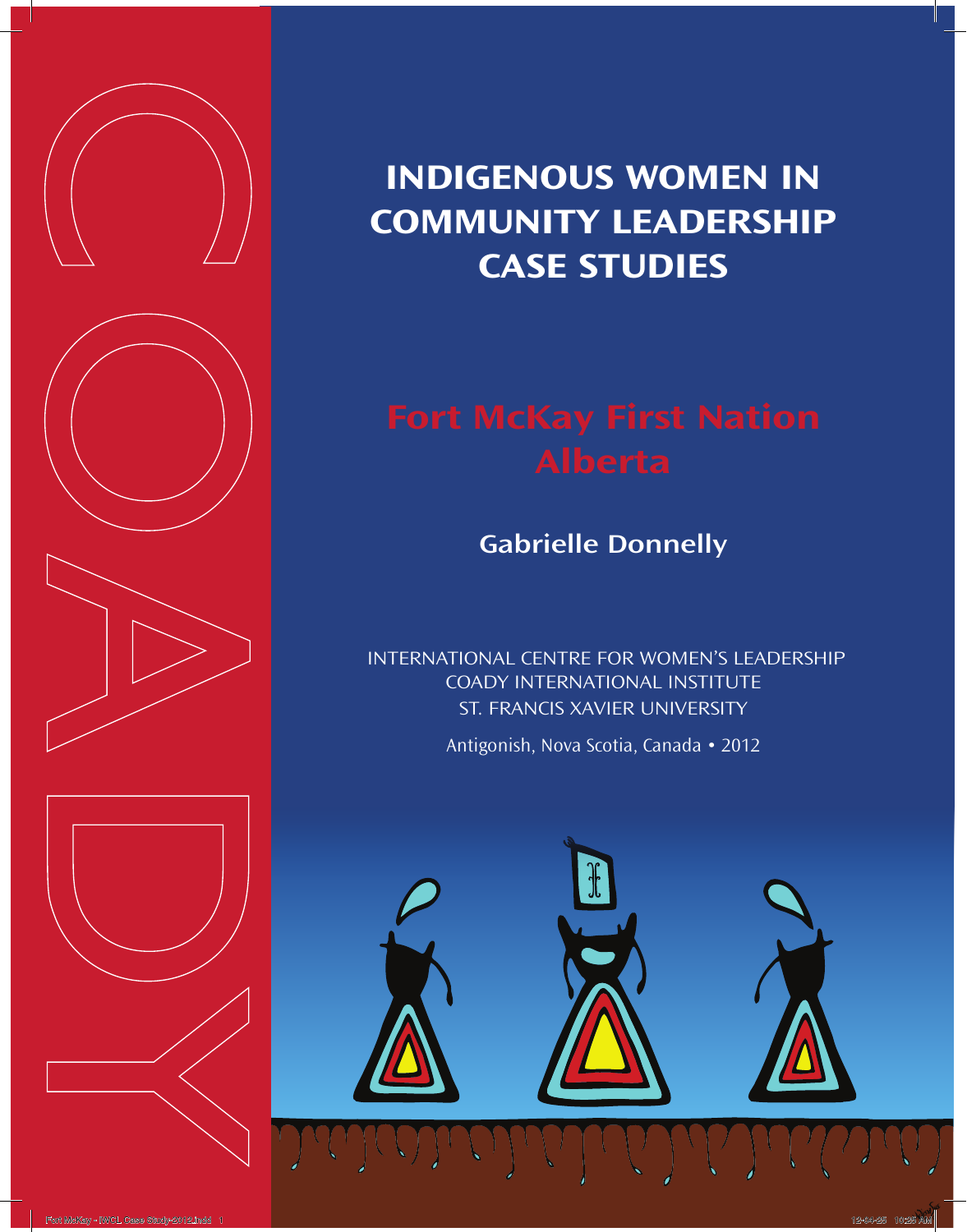# INDIGENOUS WOMEN IN COMMUNITY LEADERSHIP CASE STUDIES

## Fort McKay First Nation Alberta

**Gabrielle Donnelly**

INTERNATIONAL CENTRE FOR WOMEN'S LEADERSHIP
COADY INTERNATIONAL INSTITUTE
ST. FRANCIS XAVIER UNIVERSITY

Antigonish, Nova Scotia, Canada • 2012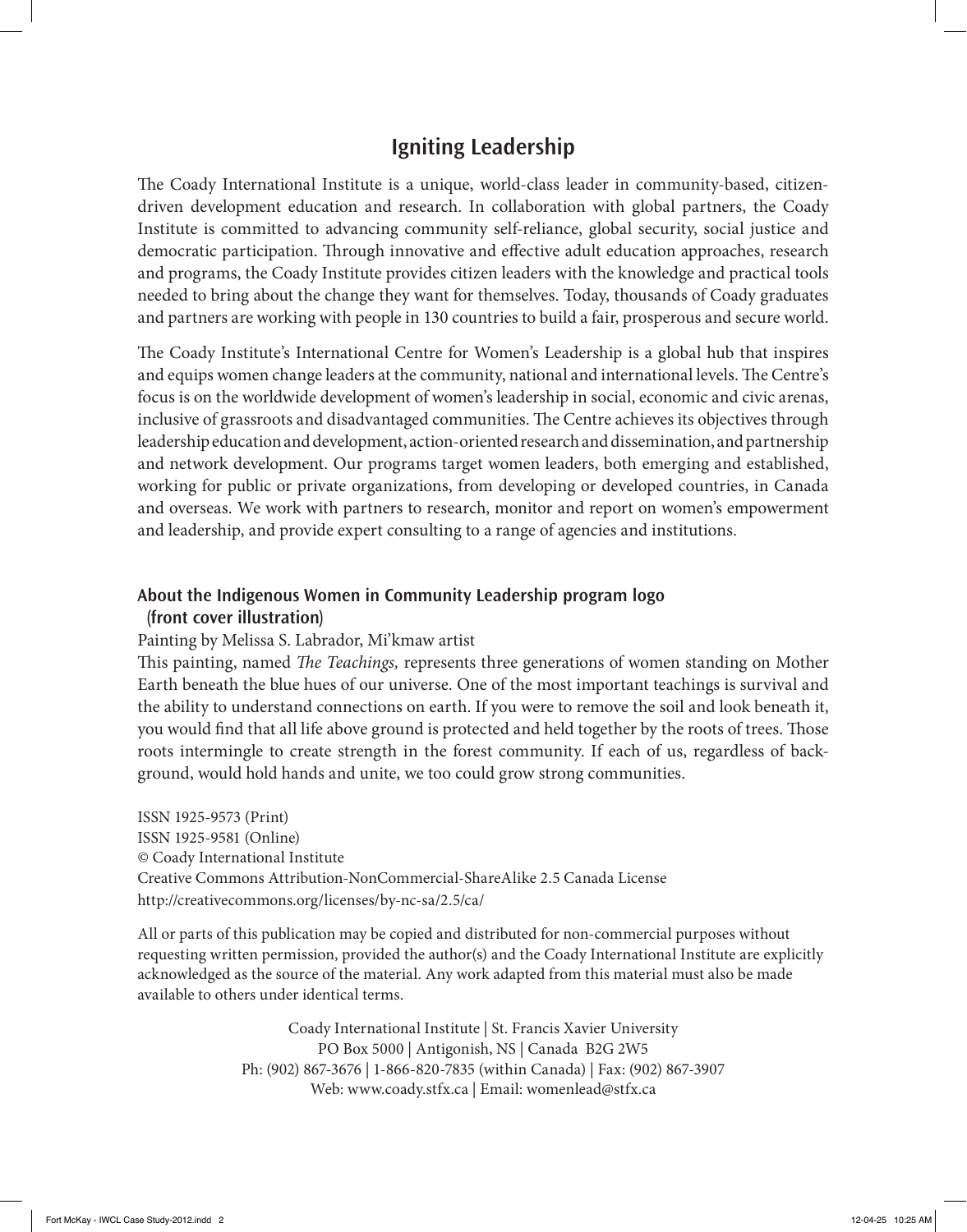# Igniting Leadership

The Coady International Institute is a unique, world-class leader in community-based, citizen-driven development education and research. In collaboration with global partners, the Coady Institute is committed to advancing community self-reliance, global security, social justice and democratic participation. Through innovative and effective adult education approaches, research and programs, the Coady Institute provides citizen leaders with the knowledge and practical tools needed to bring about the change they want for themselves. Today, thousands of Coady graduates and partners are working with people in 130 countries to build a fair, prosperous and secure world.

The Coady Institute's International Centre for Women's Leadership is a global hub that inspires and equips women change leaders at the community, national and international levels. The Centre's focus is on the worldwide development of women's leadership in social, economic and civic arenas, inclusive of grassroots and disadvantaged communities. The Centre achieves its objectives through leadership education and development, action-oriented research and dissemination, and partnership and network development. Our programs target women leaders, both emerging and established, working for public or private organizations, from developing or developed countries, in Canada and overseas. We work with partners to research, monitor and report on women's empowerment and leadership, and provide expert consulting to a range of agencies and institutions.

### About the Indigenous Women in Community Leadership program logo (front cover illustration)

Painting by Melissa S. Labrador, Mi'kmaw artist

This painting, named *The Teachings,* represents three generations of women standing on Mother Earth beneath the blue hues of our universe. One of the most important teachings is survival and the ability to understand connections on earth. If you were to remove the soil and look beneath it, you would find that all life above ground is protected and held together by the roots of trees. Those roots intermingle to create strength in the forest community. If each of us, regardless of background, would hold hands and unite, we too could grow strong communities.

ISSN 1925-9573 (Print)
ISSN 1925-9581 (Online)
© Coady International Institute
Creative Commons Attribution-NonCommercial-ShareAlike 2.5 Canada License
http://creativecommons.org/licenses/by-nc-sa/2.5/ca/

All or parts of this publication may be copied and distributed for non-commercial purposes without requesting written permission, provided the author(s) and the Coady International Institute are explicitly acknowledged as the source of the material. Any work adapted from this material must also be made available to others under identical terms.

Coady International Institute | St. Francis Xavier University
PO Box 5000 | Antigonish, NS | Canada B2G 2W5
Ph: (902) 867-3676 | 1-866-820-7835 (within Canada) | Fax: (902) 867-3907
Web: www.coady.stfx.ca | Email: womenlead@stfx.ca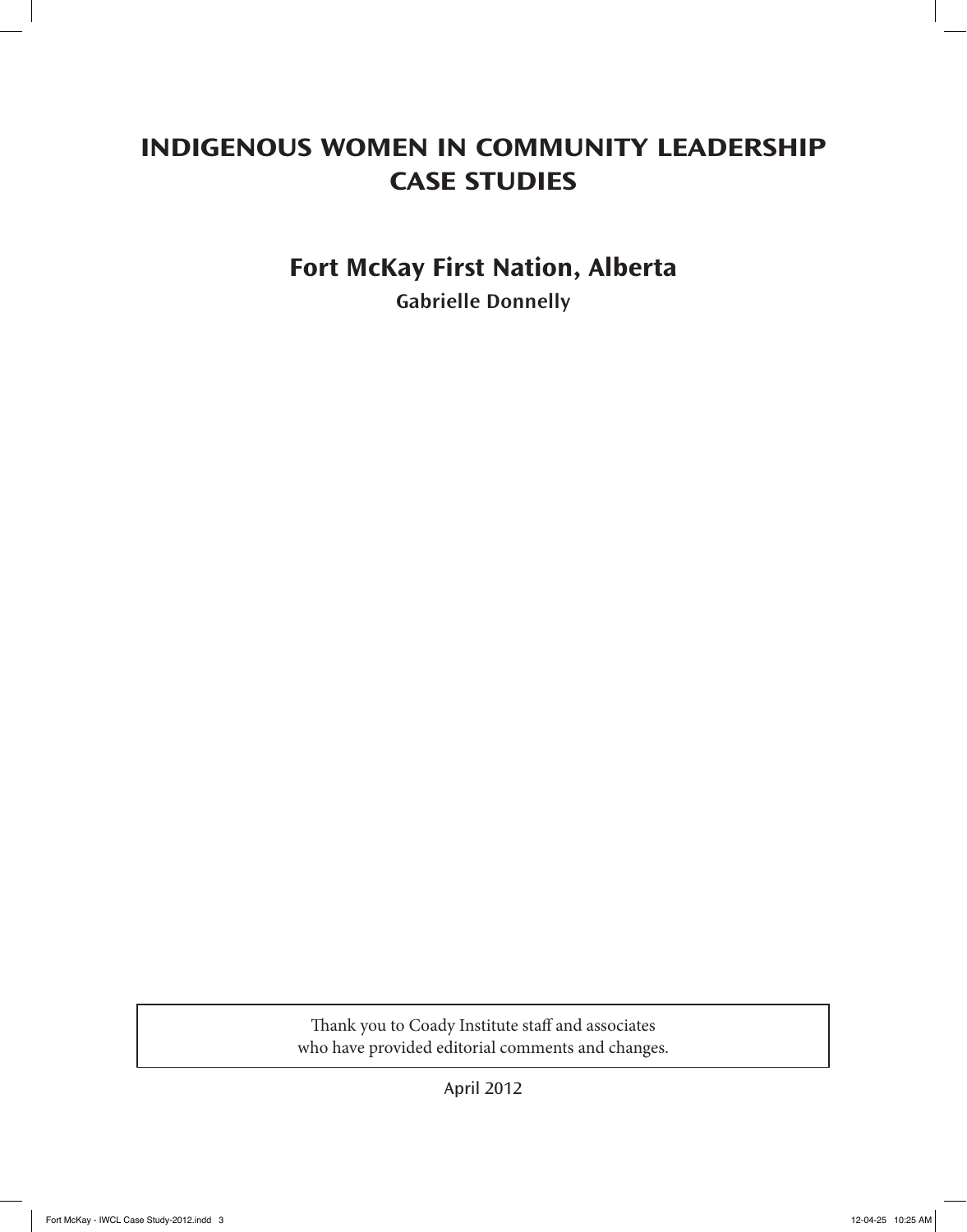# INDIGENOUS WOMEN IN COMMUNITY LEADERSHIP CASE STUDIES

## Fort McKay First Nation, Alberta

**Gabrielle Donnelly**

Thank you to Coady Institute staff and associates who have provided editorial comments and changes.

April 2012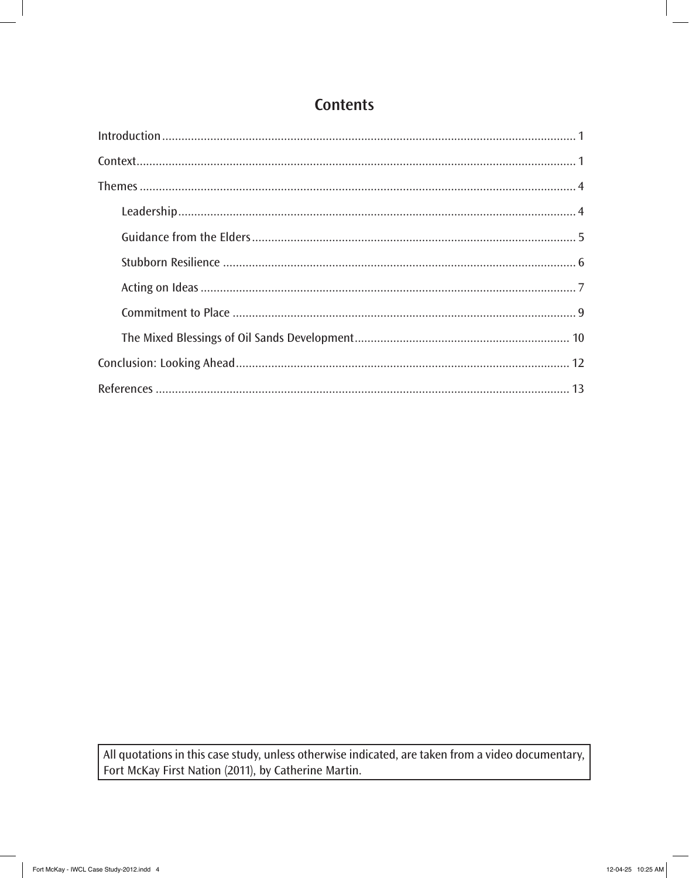# Contents

Introduction ............................................................................................................................ 1

Context.................................................................................................................................... 1

Themes .................................................................................................................................... 4

- Leadership ......................................................................................................................... 4
- Guidance from the Elders .................................................................................................. 5
- Stubborn Resilience ........................................................................................................... 6
- Acting on Ideas .................................................................................................................. 7
- Commitment to Place ........................................................................................................ 9
- The Mixed Blessings of Oil Sands Development ................................................................ 10

Conclusion: Looking Ahead ................................................................................................... 12

References ............................................................................................................................ 13

All quotations in this case study, unless otherwise indicated, are taken from a video documentary, Fort McKay First Nation (2011), by Catherine Martin.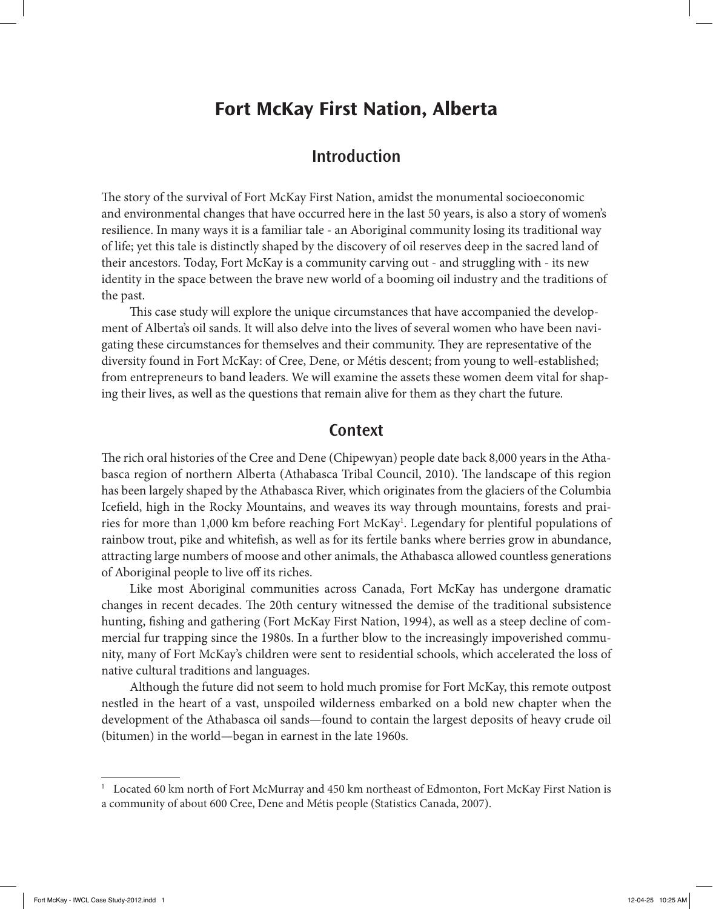# Fort McKay First Nation, Alberta

## Introduction

The story of the survival of Fort McKay First Nation, amidst the monumental socioeconomic and environmental changes that have occurred here in the last 50 years, is also a story of women's resilience. In many ways it is a familiar tale - an Aboriginal community losing its traditional way of life; yet this tale is distinctly shaped by the discovery of oil reserves deep in the sacred land of their ancestors. Today, Fort McKay is a community carving out - and struggling with - its new identity in the space between the brave new world of a booming oil industry and the traditions of the past.

This case study will explore the unique circumstances that have accompanied the development of Alberta's oil sands. It will also delve into the lives of several women who have been navigating these circumstances for themselves and their community. They are representative of the diversity found in Fort McKay: of Cree, Dene, or Métis descent; from young to well-established; from entrepreneurs to band leaders. We will examine the assets these women deem vital for shaping their lives, as well as the questions that remain alive for them as they chart the future.

## Context

The rich oral histories of the Cree and Dene (Chipewyan) people date back 8,000 years in the Athabasca region of northern Alberta (Athabasca Tribal Council, 2010). The landscape of this region has been largely shaped by the Athabasca River, which originates from the glaciers of the Columbia Icefield, high in the Rocky Mountains, and weaves its way through mountains, forests and prairies for more than 1,000 km before reaching Fort McKay[1]. Legendary for plentiful populations of rainbow trout, pike and whitefish, as well as for its fertile banks where berries grow in abundance, attracting large numbers of moose and other animals, the Athabasca allowed countless generations of Aboriginal people to live off its riches.

Like most Aboriginal communities across Canada, Fort McKay has undergone dramatic changes in recent decades. The 20th century witnessed the demise of the traditional subsistence hunting, fishing and gathering (Fort McKay First Nation, 1994), as well as a steep decline of commercial fur trapping since the 1980s. In a further blow to the increasingly impoverished community, many of Fort McKay's children were sent to residential schools, which accelerated the loss of native cultural traditions and languages.

Although the future did not seem to hold much promise for Fort McKay, this remote outpost nestled in the heart of a vast, unspoiled wilderness embarked on a bold new chapter when the development of the Athabasca oil sands—found to contain the largest deposits of heavy crude oil (bitumen) in the world—began in earnest in the late 1960s.

---

[1] Located 60 km north of Fort McMurray and 450 km northeast of Edmonton, Fort McKay First Nation is a community of about 600 Cree, Dene and Métis people (Statistics Canada, 2007).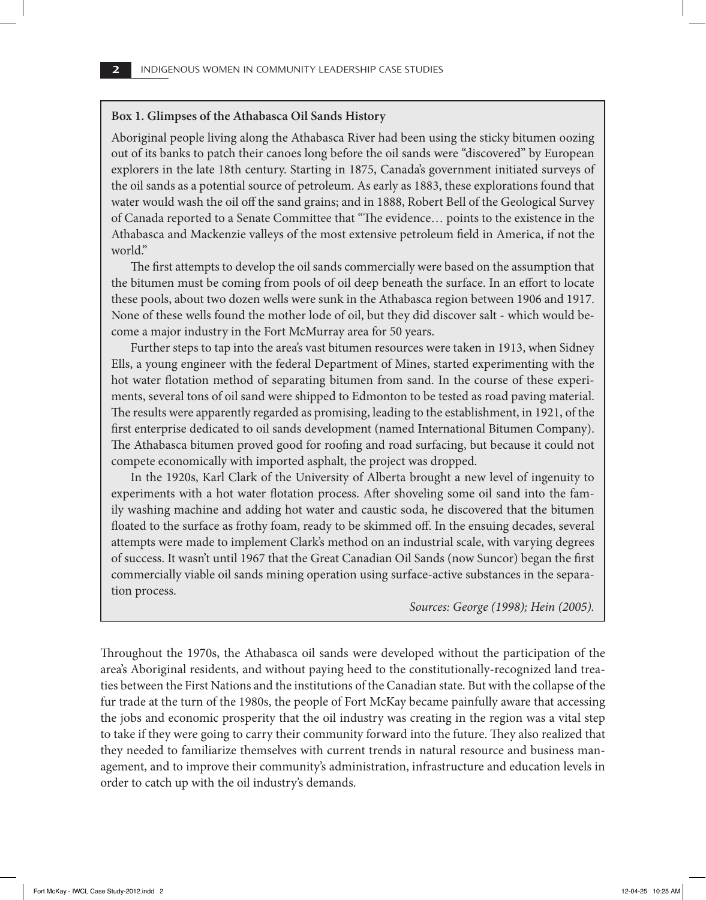**Box 1. Glimpses of the Athabasca Oil Sands History**

Aboriginal people living along the Athabasca River had been using the sticky bitumen oozing out of its banks to patch their canoes long before the oil sands were "discovered" by European explorers in the late 18th century. Starting in 1875, Canada's government initiated surveys of the oil sands as a potential source of petroleum. As early as 1883, these explorations found that water would wash the oil off the sand grains; and in 1888, Robert Bell of the Geological Survey of Canada reported to a Senate Committee that "The evidence… points to the existence in the Athabasca and Mackenzie valleys of the most extensive petroleum field in America, if not the world."

The first attempts to develop the oil sands commercially were based on the assumption that the bitumen must be coming from pools of oil deep beneath the surface. In an effort to locate these pools, about two dozen wells were sunk in the Athabasca region between 1906 and 1917. None of these wells found the mother lode of oil, but they did discover salt - which would become a major industry in the Fort McMurray area for 50 years.

Further steps to tap into the area's vast bitumen resources were taken in 1913, when Sidney Ells, a young engineer with the federal Department of Mines, started experimenting with the hot water flotation method of separating bitumen from sand. In the course of these experiments, several tons of oil sand were shipped to Edmonton to be tested as road paving material. The results were apparently regarded as promising, leading to the establishment, in 1921, of the first enterprise dedicated to oil sands development (named International Bitumen Company). The Athabasca bitumen proved good for roofing and road surfacing, but because it could not compete economically with imported asphalt, the project was dropped.

In the 1920s, Karl Clark of the University of Alberta brought a new level of ingenuity to experiments with a hot water flotation process. After shoveling some oil sand into the family washing machine and adding hot water and caustic soda, he discovered that the bitumen floated to the surface as frothy foam, ready to be skimmed off. In the ensuing decades, several attempts were made to implement Clark's method on an industrial scale, with varying degrees of success. It wasn't until 1967 that the Great Canadian Oil Sands (now Suncor) began the first commercially viable oil sands mining operation using surface-active substances in the separation process.

*Sources: George (1998); Hein (2005).*

Throughout the 1970s, the Athabasca oil sands were developed without the participation of the area's Aboriginal residents, and without paying heed to the constitutionally-recognized land treaties between the First Nations and the institutions of the Canadian state. But with the collapse of the fur trade at the turn of the 1980s, the people of Fort McKay became painfully aware that accessing the jobs and economic prosperity that the oil industry was creating in the region was a vital step to take if they were going to carry their community forward into the future. They also realized that they needed to familiarize themselves with current trends in natural resource and business management, and to improve their community's administration, infrastructure and education levels in order to catch up with the oil industry's demands.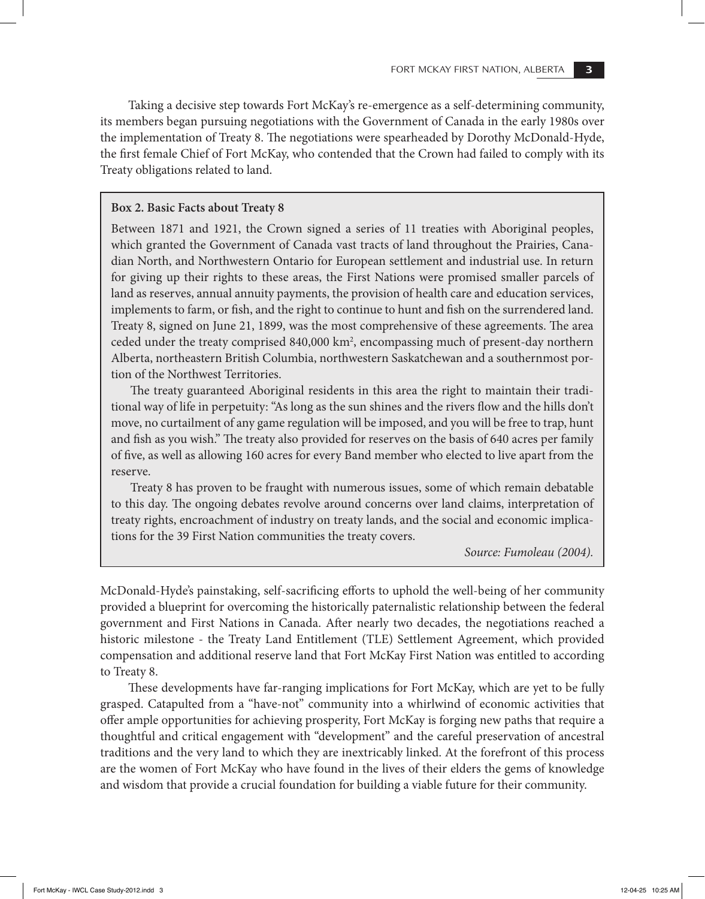Taking a decisive step towards Fort McKay's re-emergence as a self-determining community, its members began pursuing negotiations with the Government of Canada in the early 1980s over the implementation of Treaty 8. The negotiations were spearheaded by Dorothy McDonald-Hyde, the first female Chief of Fort McKay, who contended that the Crown had failed to comply with its Treaty obligations related to land.

> **Box 2. Basic Facts about Treaty 8**
>
> Between 1871 and 1921, the Crown signed a series of 11 treaties with Aboriginal peoples, which granted the Government of Canada vast tracts of land throughout the Prairies, Canadian North, and Northwestern Ontario for European settlement and industrial use. In return for giving up their rights to these areas, the First Nations were promised smaller parcels of land as reserves, annual annuity payments, the provision of health care and education services, implements to farm, or fish, and the right to continue to hunt and fish on the surrendered land. Treaty 8, signed on June 21, 1899, was the most comprehensive of these agreements. The area ceded under the treaty comprised 840,000 km², encompassing much of present-day northern Alberta, northeastern British Columbia, northwestern Saskatchewan and a southernmost portion of the Northwest Territories.
>
> The treaty guaranteed Aboriginal residents in this area the right to maintain their traditional way of life in perpetuity: "As long as the sun shines and the rivers flow and the hills don't move, no curtailment of any game regulation will be imposed, and you will be free to trap, hunt and fish as you wish." The treaty also provided for reserves on the basis of 640 acres per family of five, as well as allowing 160 acres for every Band member who elected to live apart from the reserve.
>
> Treaty 8 has proven to be fraught with numerous issues, some of which remain debatable to this day. The ongoing debates revolve around concerns over land claims, interpretation of treaty rights, encroachment of industry on treaty lands, and the social and economic implications for the 39 First Nation communities the treaty covers.
>
> *Source: Fumoleau (2004).*

McDonald-Hyde's painstaking, self-sacrificing efforts to uphold the well-being of her community provided a blueprint for overcoming the historically paternalistic relationship between the federal government and First Nations in Canada. After nearly two decades, the negotiations reached a historic milestone - the Treaty Land Entitlement (TLE) Settlement Agreement, which provided compensation and additional reserve land that Fort McKay First Nation was entitled to according to Treaty 8.

These developments have far-ranging implications for Fort McKay, which are yet to be fully grasped. Catapulted from a "have-not" community into a whirlwind of economic activities that offer ample opportunities for achieving prosperity, Fort McKay is forging new paths that require a thoughtful and critical engagement with "development" and the careful preservation of ancestral traditions and the very land to which they are inextricably linked. At the forefront of this process are the women of Fort McKay who have found in the lives of their elders the gems of knowledge and wisdom that provide a crucial foundation for building a viable future for their community.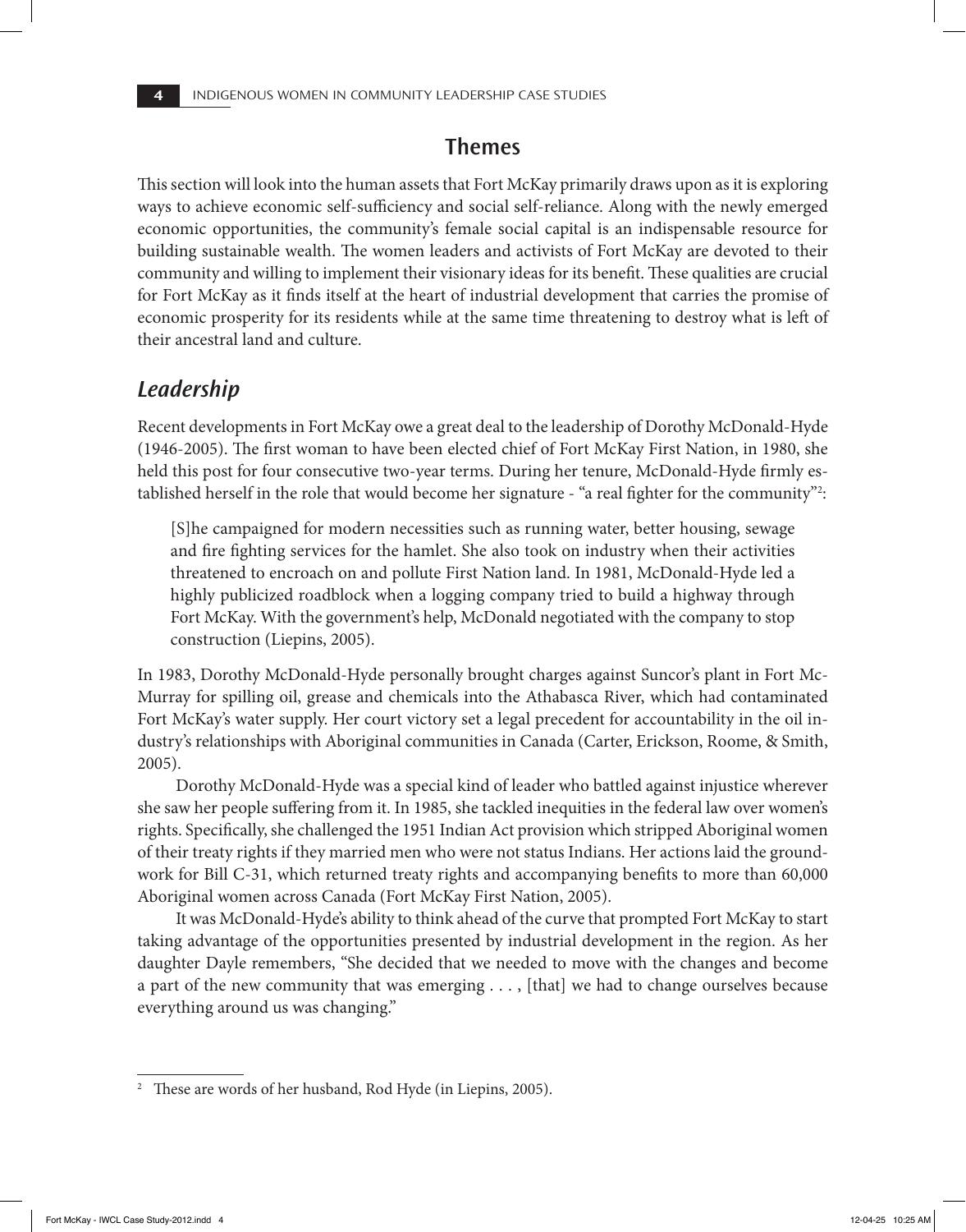## Themes

This section will look into the human assets that Fort McKay primarily draws upon as it is exploring ways to achieve economic self-sufficiency and social self-reliance. Along with the newly emerged economic opportunities, the community's female social capital is an indispensable resource for building sustainable wealth. The women leaders and activists of Fort McKay are devoted to their community and willing to implement their visionary ideas for its benefit. These qualities are crucial for Fort McKay as it finds itself at the heart of industrial development that carries the promise of economic prosperity for its residents while at the same time threatening to destroy what is left of their ancestral land and culture.

### *Leadership*

Recent developments in Fort McKay owe a great deal to the leadership of Dorothy McDonald-Hyde (1946-2005). The first woman to have been elected chief of Fort McKay First Nation, in 1980, she held this post for four consecutive two-year terms. During her tenure, McDonald-Hyde firmly established herself in the role that would become her signature - "a real fighter for the community"[2]:

> [S]he campaigned for modern necessities such as running water, better housing, sewage and fire fighting services for the hamlet. She also took on industry when their activities threatened to encroach on and pollute First Nation land. In 1981, McDonald-Hyde led a highly publicized roadblock when a logging company tried to build a highway through Fort McKay. With the government's help, McDonald negotiated with the company to stop construction (Liepins, 2005).

In 1983, Dorothy McDonald-Hyde personally brought charges against Suncor's plant in Fort McMurray for spilling oil, grease and chemicals into the Athabasca River, which had contaminated Fort McKay's water supply. Her court victory set a legal precedent for accountability in the oil industry's relationships with Aboriginal communities in Canada (Carter, Erickson, Roome, & Smith, 2005).

Dorothy McDonald-Hyde was a special kind of leader who battled against injustice wherever she saw her people suffering from it. In 1985, she tackled inequities in the federal law over women's rights. Specifically, she challenged the 1951 Indian Act provision which stripped Aboriginal women of their treaty rights if they married men who were not status Indians. Her actions laid the groundwork for Bill C-31, which returned treaty rights and accompanying benefits to more than 60,000 Aboriginal women across Canada (Fort McKay First Nation, 2005).

It was McDonald-Hyde's ability to think ahead of the curve that prompted Fort McKay to start taking advantage of the opportunities presented by industrial development in the region. As her daughter Dayle remembers, "She decided that we needed to move with the changes and become a part of the new community that was emerging . . . , [that] we had to change ourselves because everything around us was changing."

---

[2] These are words of her husband, Rod Hyde (in Liepins, 2005).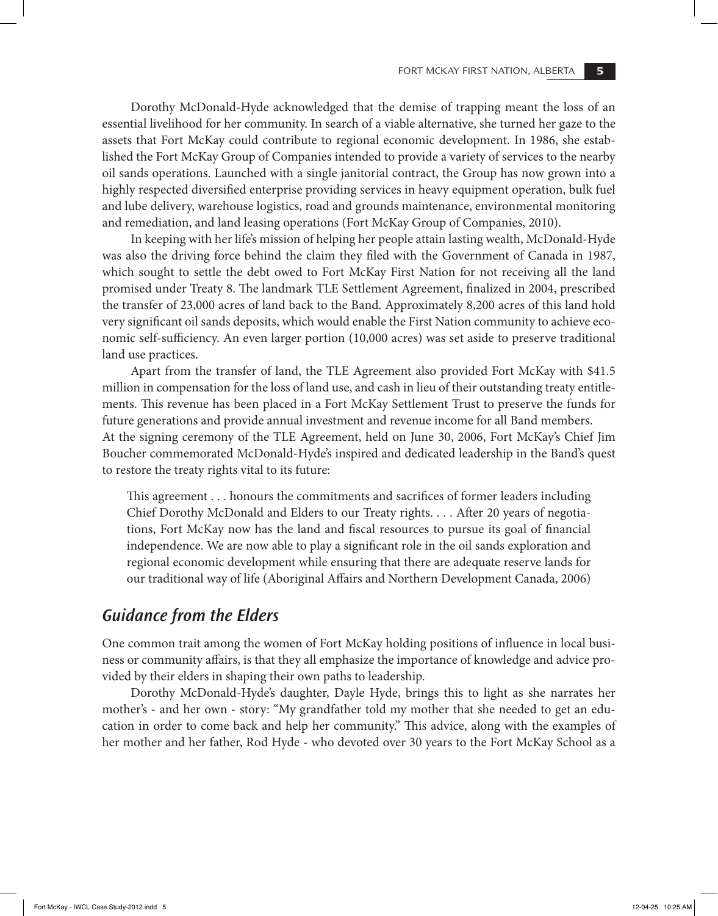Dorothy McDonald-Hyde acknowledged that the demise of trapping meant the loss of an essential livelihood for her community. In search of a viable alternative, she turned her gaze to the assets that Fort McKay could contribute to regional economic development. In 1986, she established the Fort McKay Group of Companies intended to provide a variety of services to the nearby oil sands operations. Launched with a single janitorial contract, the Group has now grown into a highly respected diversified enterprise providing services in heavy equipment operation, bulk fuel and lube delivery, warehouse logistics, road and grounds maintenance, environmental monitoring and remediation, and land leasing operations (Fort McKay Group of Companies, 2010).

In keeping with her life's mission of helping her people attain lasting wealth, McDonald-Hyde was also the driving force behind the claim they filed with the Government of Canada in 1987, which sought to settle the debt owed to Fort McKay First Nation for not receiving all the land promised under Treaty 8. The landmark TLE Settlement Agreement, finalized in 2004, prescribed the transfer of 23,000 acres of land back to the Band. Approximately 8,200 acres of this land hold very significant oil sands deposits, which would enable the First Nation community to achieve economic self-sufficiency. An even larger portion (10,000 acres) was set aside to preserve traditional land use practices.

Apart from the transfer of land, the TLE Agreement also provided Fort McKay with $41.5 million in compensation for the loss of land use, and cash in lieu of their outstanding treaty entitlements. This revenue has been placed in a Fort McKay Settlement Trust to preserve the funds for future generations and provide annual investment and revenue income for all Band members.

At the signing ceremony of the TLE Agreement, held on June 30, 2006, Fort McKay's Chief Jim Boucher commemorated McDonald-Hyde's inspired and dedicated leadership in the Band's quest to restore the treaty rights vital to its future:

> This agreement . . . honours the commitments and sacrifices of former leaders including Chief Dorothy McDonald and Elders to our Treaty rights. . . . After 20 years of negotiations, Fort McKay now has the land and fiscal resources to pursue its goal of financial independence. We are now able to play a significant role in the oil sands exploration and regional economic development while ensuring that there are adequate reserve lands for our traditional way of life (Aboriginal Affairs and Northern Development Canada, 2006)

## *Guidance from the Elders*

One common trait among the women of Fort McKay holding positions of influence in local business or community affairs, is that they all emphasize the importance of knowledge and advice provided by their elders in shaping their own paths to leadership.

Dorothy McDonald-Hyde's daughter, Dayle Hyde, brings this to light as she narrates her mother's - and her own - story: "My grandfather told my mother that she needed to get an education in order to come back and help her community." This advice, along with the examples of her mother and her father, Rod Hyde - who devoted over 30 years to the Fort McKay School as a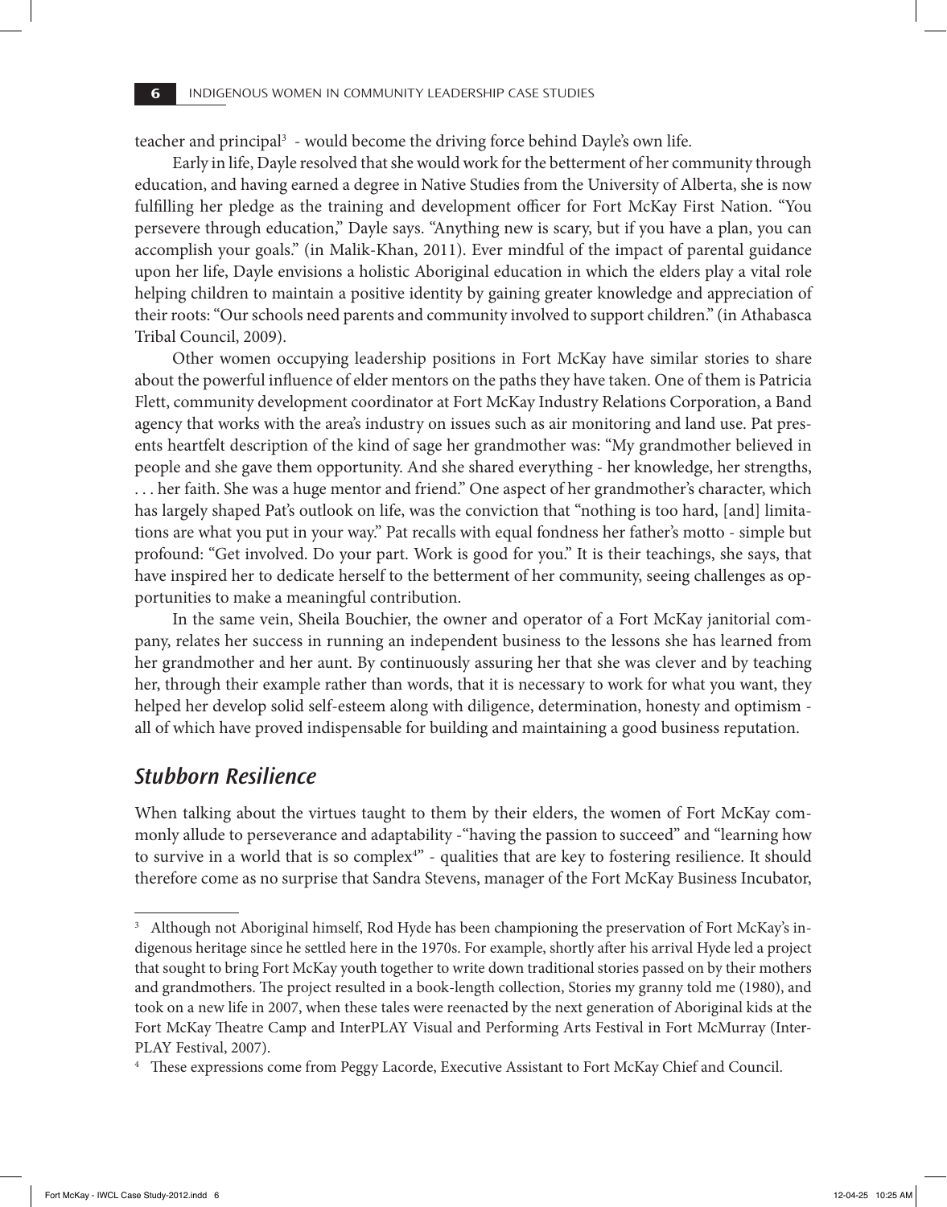teacher and principal[3] - would become the driving force behind Dayle's own life.

Early in life, Dayle resolved that she would work for the betterment of her community through education, and having earned a degree in Native Studies from the University of Alberta, she is now fulfilling her pledge as the training and development officer for Fort McKay First Nation. "You persevere through education," Dayle says. "Anything new is scary, but if you have a plan, you can accomplish your goals." (in Malik-Khan, 2011). Ever mindful of the impact of parental guidance upon her life, Dayle envisions a holistic Aboriginal education in which the elders play a vital role helping children to maintain a positive identity by gaining greater knowledge and appreciation of their roots: "Our schools need parents and community involved to support children." (in Athabasca Tribal Council, 2009).

Other women occupying leadership positions in Fort McKay have similar stories to share about the powerful influence of elder mentors on the paths they have taken. One of them is Patricia Flett, community development coordinator at Fort McKay Industry Relations Corporation, a Band agency that works with the area's industry on issues such as air monitoring and land use. Pat presents heartfelt description of the kind of sage her grandmother was: "My grandmother believed in people and she gave them opportunity. And she shared everything - her knowledge, her strengths, . . . her faith. She was a huge mentor and friend." One aspect of her grandmother's character, which has largely shaped Pat's outlook on life, was the conviction that "nothing is too hard, [and] limitations are what you put in your way." Pat recalls with equal fondness her father's motto - simple but profound: "Get involved. Do your part. Work is good for you." It is their teachings, she says, that have inspired her to dedicate herself to the betterment of her community, seeing challenges as opportunities to make a meaningful contribution.

In the same vein, Sheila Bouchier, the owner and operator of a Fort McKay janitorial company, relates her success in running an independent business to the lessons she has learned from her grandmother and her aunt. By continuously assuring her that she was clever and by teaching her, through their example rather than words, that it is necessary to work for what you want, they helped her develop solid self-esteem along with diligence, determination, honesty and optimism - all of which have proved indispensable for building and maintaining a good business reputation.

## *Stubborn Resilience*

When talking about the virtues taught to them by their elders, the women of Fort McKay commonly allude to perseverance and adaptability -"having the passion to succeed" and "learning how to survive in a world that is so complex[4]" - qualities that are key to fostering resilience. It should therefore come as no surprise that Sandra Stevens, manager of the Fort McKay Business Incubator,

---

[3] Although not Aboriginal himself, Rod Hyde has been championing the preservation of Fort McKay's indigenous heritage since he settled here in the 1970s. For example, shortly after his arrival Hyde led a project that sought to bring Fort McKay youth together to write down traditional stories passed on by their mothers and grandmothers. The project resulted in a book-length collection, Stories my granny told me (1980), and took on a new life in 2007, when these tales were reenacted by the next generation of Aboriginal kids at the Fort McKay Theatre Camp and InterPLAY Visual and Performing Arts Festival in Fort McMurray (InterPLAY Festival, 2007).

[4] These expressions come from Peggy Lacorde, Executive Assistant to Fort McKay Chief and Council.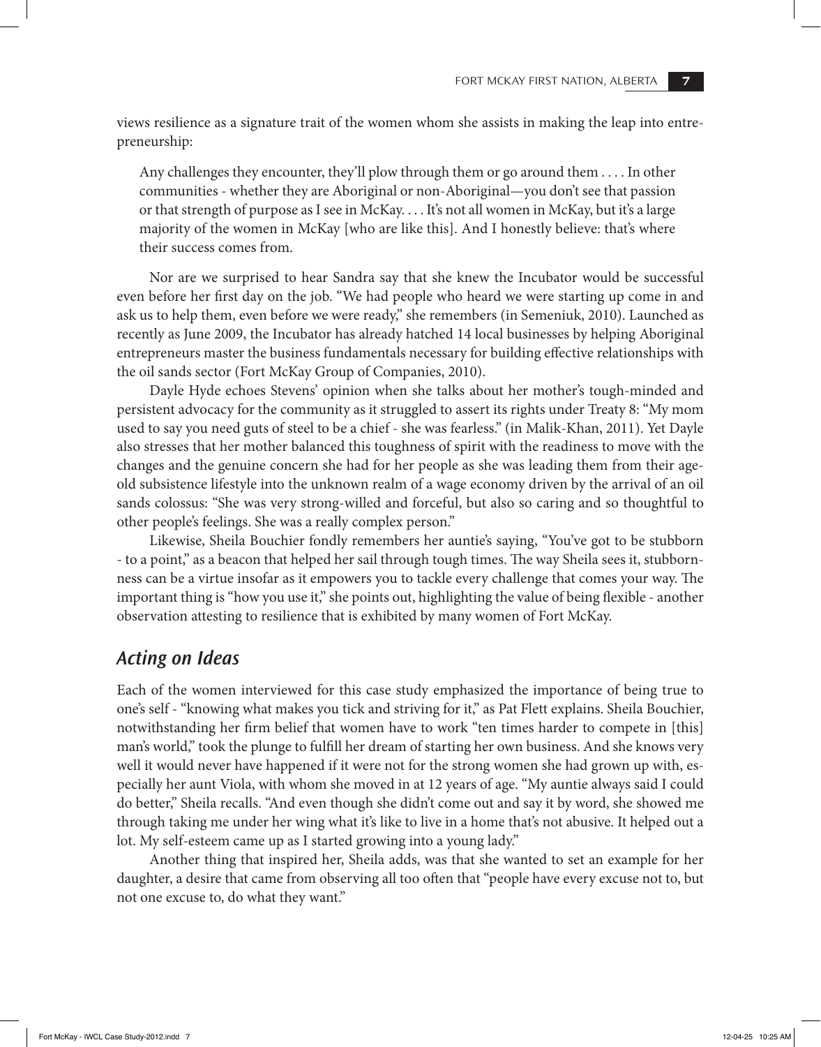views resilience as a signature trait of the women whom she assists in making the leap into entrepreneurship:

> Any challenges they encounter, they'll plow through them or go around them . . . . In other communities - whether they are Aboriginal or non-Aboriginal—you don't see that passion or that strength of purpose as I see in McKay. . . . It's not all women in McKay, but it's a large majority of the women in McKay [who are like this]. And I honestly believe: that's where their success comes from.

Nor are we surprised to hear Sandra say that she knew the Incubator would be successful even before her first day on the job. "We had people who heard we were starting up come in and ask us to help them, even before we were ready," she remembers (in Semeniuk, 2010). Launched as recently as June 2009, the Incubator has already hatched 14 local businesses by helping Aboriginal entrepreneurs master the business fundamentals necessary for building effective relationships with the oil sands sector (Fort McKay Group of Companies, 2010).

Dayle Hyde echoes Stevens' opinion when she talks about her mother's tough-minded and persistent advocacy for the community as it struggled to assert its rights under Treaty 8: "My mom used to say you need guts of steel to be a chief - she was fearless." (in Malik-Khan, 2011). Yet Dayle also stresses that her mother balanced this toughness of spirit with the readiness to move with the changes and the genuine concern she had for her people as she was leading them from their age-old subsistence lifestyle into the unknown realm of a wage economy driven by the arrival of an oil sands colossus: "She was very strong-willed and forceful, but also so caring and so thoughtful to other people's feelings. She was a really complex person."

Likewise, Sheila Bouchier fondly remembers her auntie's saying, "You've got to be stubborn - to a point," as a beacon that helped her sail through tough times. The way Sheila sees it, stubbornness can be a virtue insofar as it empowers you to tackle every challenge that comes your way. The important thing is "how you use it," she points out, highlighting the value of being flexible - another observation attesting to resilience that is exhibited by many women of Fort McKay.

## *Acting on Ideas*

Each of the women interviewed for this case study emphasized the importance of being true to one's self - "knowing what makes you tick and striving for it," as Pat Flett explains. Sheila Bouchier, notwithstanding her firm belief that women have to work "ten times harder to compete in [this] man's world," took the plunge to fulfill her dream of starting her own business. And she knows very well it would never have happened if it were not for the strong women she had grown up with, especially her aunt Viola, with whom she moved in at 12 years of age. "My auntie always said I could do better," Sheila recalls. "And even though she didn't come out and say it by word, she showed me through taking me under her wing what it's like to live in a home that's not abusive. It helped out a lot. My self-esteem came up as I started growing into a young lady."

Another thing that inspired her, Sheila adds, was that she wanted to set an example for her daughter, a desire that came from observing all too often that "people have every excuse not to, but not one excuse to, do what they want."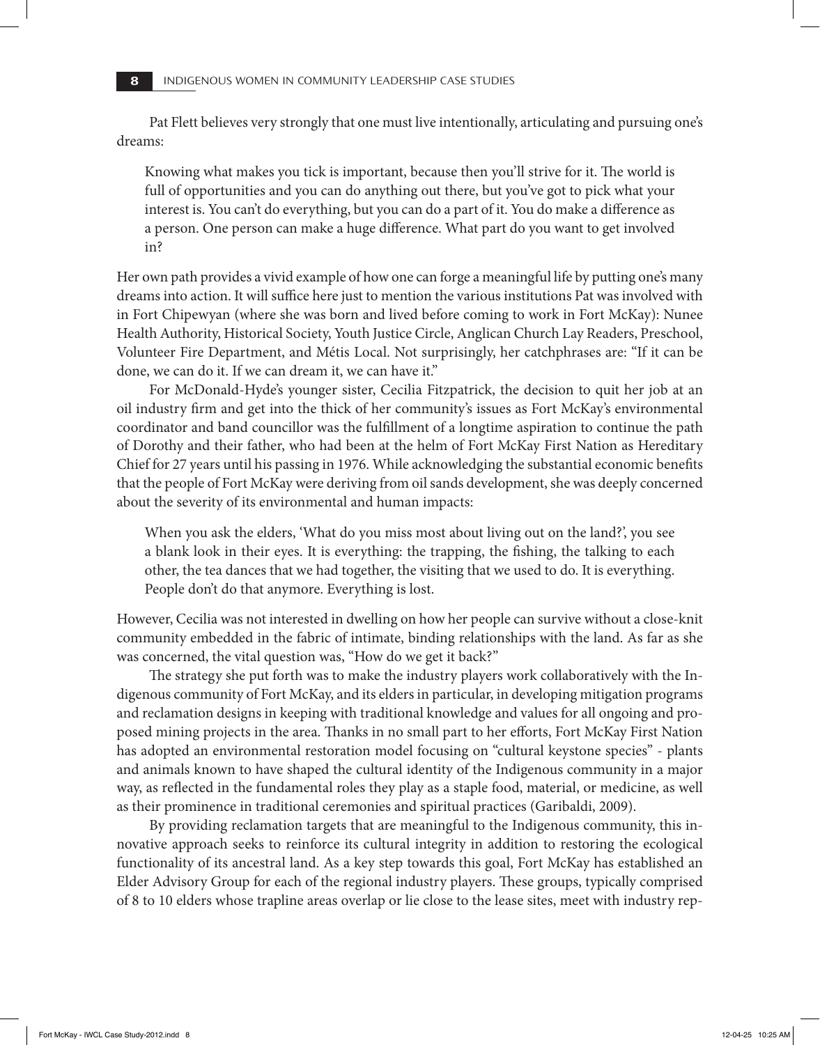Pat Flett believes very strongly that one must live intentionally, articulating and pursuing one's dreams:

> Knowing what makes you tick is important, because then you'll strive for it. The world is full of opportunities and you can do anything out there, but you've got to pick what your interest is. You can't do everything, but you can do a part of it. You do make a difference as a person. One person can make a huge difference. What part do you want to get involved in?

Her own path provides a vivid example of how one can forge a meaningful life by putting one's many dreams into action. It will suffice here just to mention the various institutions Pat was involved with in Fort Chipewyan (where she was born and lived before coming to work in Fort McKay): Nunee Health Authority, Historical Society, Youth Justice Circle, Anglican Church Lay Readers, Preschool, Volunteer Fire Department, and Métis Local. Not surprisingly, her catchphrases are: "If it can be done, we can do it. If we can dream it, we can have it."

For McDonald-Hyde's younger sister, Cecilia Fitzpatrick, the decision to quit her job at an oil industry firm and get into the thick of her community's issues as Fort McKay's environmental coordinator and band councillor was the fulfillment of a longtime aspiration to continue the path of Dorothy and their father, who had been at the helm of Fort McKay First Nation as Hereditary Chief for 27 years until his passing in 1976. While acknowledging the substantial economic benefits that the people of Fort McKay were deriving from oil sands development, she was deeply concerned about the severity of its environmental and human impacts:

> When you ask the elders, 'What do you miss most about living out on the land?', you see a blank look in their eyes. It is everything: the trapping, the fishing, the talking to each other, the tea dances that we had together, the visiting that we used to do. It is everything. People don't do that anymore. Everything is lost.

However, Cecilia was not interested in dwelling on how her people can survive without a close-knit community embedded in the fabric of intimate, binding relationships with the land. As far as she was concerned, the vital question was, "How do we get it back?"

The strategy she put forth was to make the industry players work collaboratively with the Indigenous community of Fort McKay, and its elders in particular, in developing mitigation programs and reclamation designs in keeping with traditional knowledge and values for all ongoing and proposed mining projects in the area. Thanks in no small part to her efforts, Fort McKay First Nation has adopted an environmental restoration model focusing on "cultural keystone species" - plants and animals known to have shaped the cultural identity of the Indigenous community in a major way, as reflected in the fundamental roles they play as a staple food, material, or medicine, as well as their prominence in traditional ceremonies and spiritual practices (Garibaldi, 2009).

By providing reclamation targets that are meaningful to the Indigenous community, this innovative approach seeks to reinforce its cultural integrity in addition to restoring the ecological functionality of its ancestral land. As a key step towards this goal, Fort McKay has established an Elder Advisory Group for each of the regional industry players. These groups, typically comprised of 8 to 10 elders whose trapline areas overlap or lie close to the lease sites, meet with industry rep-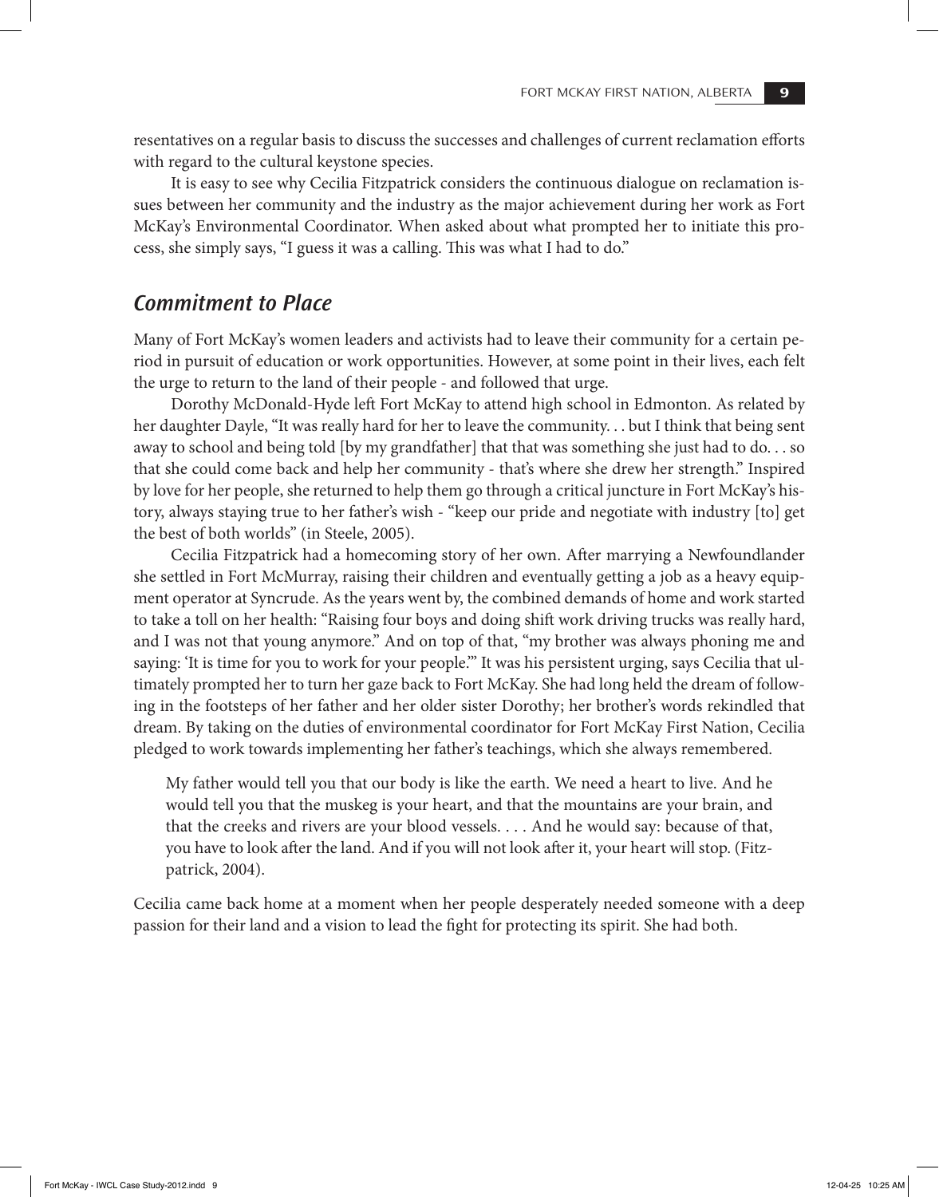resentatives on a regular basis to discuss the successes and challenges of current reclamation efforts with regard to the cultural keystone species.

It is easy to see why Cecilia Fitzpatrick considers the continuous dialogue on reclamation issues between her community and the industry as the major achievement during her work as Fort McKay's Environmental Coordinator. When asked about what prompted her to initiate this process, she simply says, "I guess it was a calling. This was what I had to do."

## *Commitment to Place*

Many of Fort McKay's women leaders and activists had to leave their community for a certain period in pursuit of education or work opportunities. However, at some point in their lives, each felt the urge to return to the land of their people - and followed that urge.

Dorothy McDonald-Hyde left Fort McKay to attend high school in Edmonton. As related by her daughter Dayle, "It was really hard for her to leave the community. . . but I think that being sent away to school and being told [by my grandfather] that that was something she just had to do. . . so that she could come back and help her community - that's where she drew her strength." Inspired by love for her people, she returned to help them go through a critical juncture in Fort McKay's history, always staying true to her father's wish - "keep our pride and negotiate with industry [to] get the best of both worlds" (in Steele, 2005).

Cecilia Fitzpatrick had a homecoming story of her own. After marrying a Newfoundlander she settled in Fort McMurray, raising their children and eventually getting a job as a heavy equipment operator at Syncrude. As the years went by, the combined demands of home and work started to take a toll on her health: "Raising four boys and doing shift work driving trucks was really hard, and I was not that young anymore." And on top of that, "my brother was always phoning me and saying: 'It is time for you to work for your people.'" It was his persistent urging, says Cecilia that ultimately prompted her to turn her gaze back to Fort McKay. She had long held the dream of following in the footsteps of her father and her older sister Dorothy; her brother's words rekindled that dream. By taking on the duties of environmental coordinator for Fort McKay First Nation, Cecilia pledged to work towards implementing her father's teachings, which she always remembered.

> My father would tell you that our body is like the earth. We need a heart to live. And he would tell you that the muskeg is your heart, and that the mountains are your brain, and that the creeks and rivers are your blood vessels. . . . And he would say: because of that, you have to look after the land. And if you will not look after it, your heart will stop. (Fitzpatrick, 2004).

Cecilia came back home at a moment when her people desperately needed someone with a deep passion for their land and a vision to lead the fight for protecting its spirit. She had both.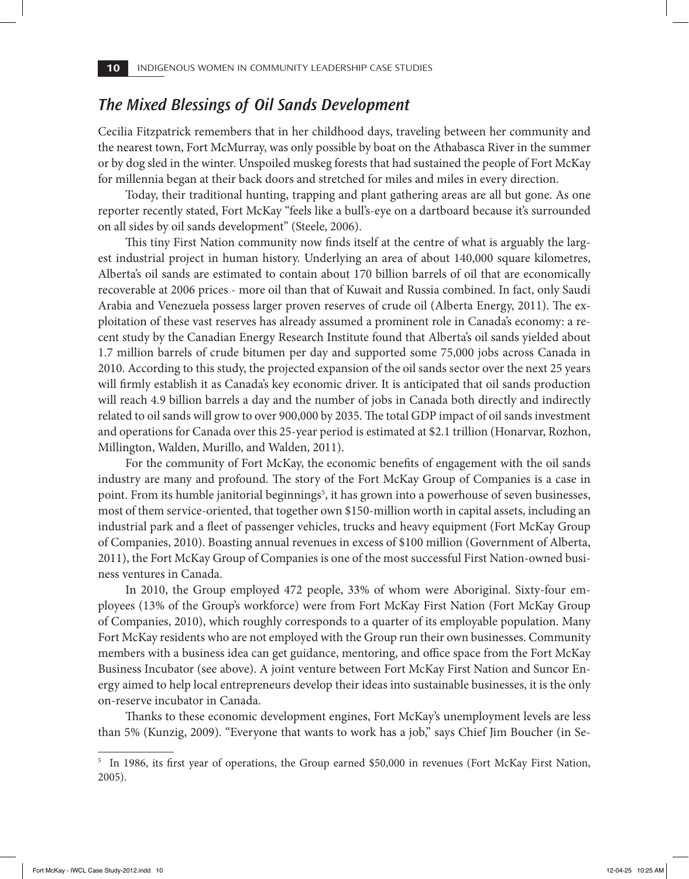## *The Mixed Blessings of Oil Sands Development*

Cecilia Fitzpatrick remembers that in her childhood days, traveling between her community and the nearest town, Fort McMurray, was only possible by boat on the Athabasca River in the summer or by dog sled in the winter. Unspoiled muskeg forests that had sustained the people of Fort McKay for millennia began at their back doors and stretched for miles and miles in every direction.

Today, their traditional hunting, trapping and plant gathering areas are all but gone. As one reporter recently stated, Fort McKay "feels like a bull's-eye on a dartboard because it's surrounded on all sides by oil sands development" (Steele, 2006).

This tiny First Nation community now finds itself at the centre of what is arguably the largest industrial project in human history. Underlying an area of about 140,000 square kilometres, Alberta's oil sands are estimated to contain about 170 billion barrels of oil that are economically recoverable at 2006 prices - more oil than that of Kuwait and Russia combined. In fact, only Saudi Arabia and Venezuela possess larger proven reserves of crude oil (Alberta Energy, 2011). The exploitation of these vast reserves has already assumed a prominent role in Canada's economy: a recent study by the Canadian Energy Research Institute found that Alberta's oil sands yielded about 1.7 million barrels of crude bitumen per day and supported some 75,000 jobs across Canada in 2010. According to this study, the projected expansion of the oil sands sector over the next 25 years will firmly establish it as Canada's key economic driver. It is anticipated that oil sands production will reach 4.9 billion barrels a day and the number of jobs in Canada both directly and indirectly related to oil sands will grow to over 900,000 by 2035. The total GDP impact of oil sands investment and operations for Canada over this 25-year period is estimated at $2.1 trillion (Honarvar, Rozhon, Millington, Walden, Murillo, and Walden, 2011).

For the community of Fort McKay, the economic benefits of engagement with the oil sands industry are many and profound. The story of the Fort McKay Group of Companies is a case in point. From its humble janitorial beginnings[5], it has grown into a powerhouse of seven businesses, most of them service-oriented, that together own $150-million worth in capital assets, including an industrial park and a fleet of passenger vehicles, trucks and heavy equipment (Fort McKay Group of Companies, 2010). Boasting annual revenues in excess of $100 million (Government of Alberta, 2011), the Fort McKay Group of Companies is one of the most successful First Nation-owned business ventures in Canada.

In 2010, the Group employed 472 people, 33% of whom were Aboriginal. Sixty-four employees (13% of the Group's workforce) were from Fort McKay First Nation (Fort McKay Group of Companies, 2010), which roughly corresponds to a quarter of its employable population. Many Fort McKay residents who are not employed with the Group run their own businesses. Community members with a business idea can get guidance, mentoring, and office space from the Fort McKay Business Incubator (see above). A joint venture between Fort McKay First Nation and Suncor Energy aimed to help local entrepreneurs develop their ideas into sustainable businesses, it is the only on-reserve incubator in Canada.

Thanks to these economic development engines, Fort McKay's unemployment levels are less than 5% (Kunzig, 2009). "Everyone that wants to work has a job," says Chief Jim Boucher (in Se-

---

[5] In 1986, its first year of operations, the Group earned $50,000 in revenues (Fort McKay First Nation, 2005).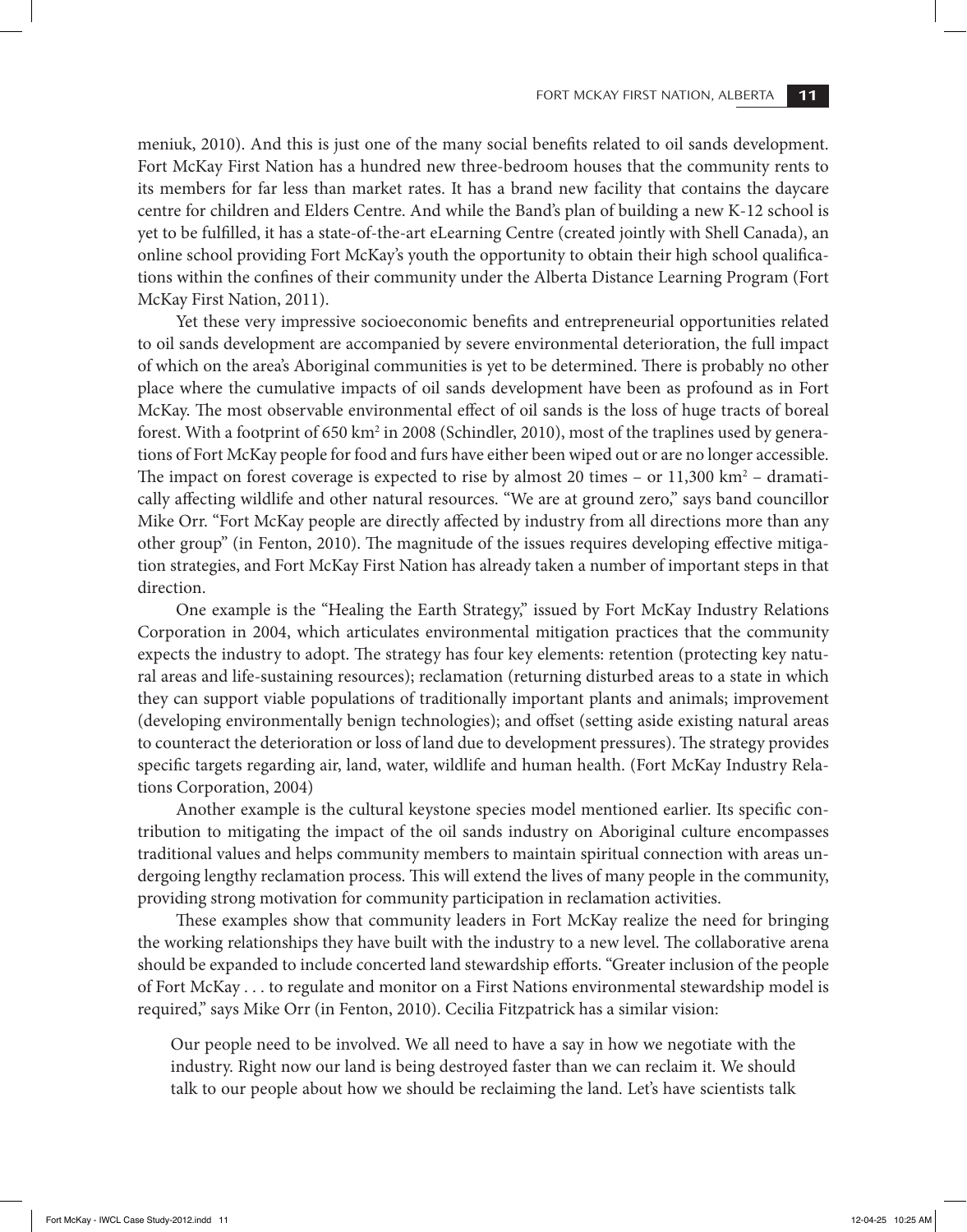meniuk, 2010). And this is just one of the many social benefits related to oil sands development. Fort McKay First Nation has a hundred new three-bedroom houses that the community rents to its members for far less than market rates. It has a brand new facility that contains the daycare centre for children and Elders Centre. And while the Band's plan of building a new K-12 school is yet to be fulfilled, it has a state-of-the-art eLearning Centre (created jointly with Shell Canada), an online school providing Fort McKay's youth the opportunity to obtain their high school qualifications within the confines of their community under the Alberta Distance Learning Program (Fort McKay First Nation, 2011).

Yet these very impressive socioeconomic benefits and entrepreneurial opportunities related to oil sands development are accompanied by severe environmental deterioration, the full impact of which on the area's Aboriginal communities is yet to be determined. There is probably no other place where the cumulative impacts of oil sands development have been as profound as in Fort McKay. The most observable environmental effect of oil sands is the loss of huge tracts of boreal forest. With a footprint of 650 km$^2$ in 2008 (Schindler, 2010), most of the traplines used by generations of Fort McKay people for food and furs have either been wiped out or are no longer accessible. The impact on forest coverage is expected to rise by almost 20 times – or 11,300 km$^2$ – dramatically affecting wildlife and other natural resources. "We are at ground zero," says band councillor Mike Orr. "Fort McKay people are directly affected by industry from all directions more than any other group" (in Fenton, 2010). The magnitude of the issues requires developing effective mitigation strategies, and Fort McKay First Nation has already taken a number of important steps in that direction.

One example is the "Healing the Earth Strategy," issued by Fort McKay Industry Relations Corporation in 2004, which articulates environmental mitigation practices that the community expects the industry to adopt. The strategy has four key elements: retention (protecting key natural areas and life-sustaining resources); reclamation (returning disturbed areas to a state in which they can support viable populations of traditionally important plants and animals; improvement (developing environmentally benign technologies); and offset (setting aside existing natural areas to counteract the deterioration or loss of land due to development pressures). The strategy provides specific targets regarding air, land, water, wildlife and human health. (Fort McKay Industry Relations Corporation, 2004)

Another example is the cultural keystone species model mentioned earlier. Its specific contribution to mitigating the impact of the oil sands industry on Aboriginal culture encompasses traditional values and helps community members to maintain spiritual connection with areas undergoing lengthy reclamation process. This will extend the lives of many people in the community, providing strong motivation for community participation in reclamation activities.

These examples show that community leaders in Fort McKay realize the need for bringing the working relationships they have built with the industry to a new level. The collaborative arena should be expanded to include concerted land stewardship efforts. "Greater inclusion of the people of Fort McKay . . . to regulate and monitor on a First Nations environmental stewardship model is required," says Mike Orr (in Fenton, 2010). Cecilia Fitzpatrick has a similar vision:

> Our people need to be involved. We all need to have a say in how we negotiate with the industry. Right now our land is being destroyed faster than we can reclaim it. We should talk to our people about how we should be reclaiming the land. Let's have scientists talk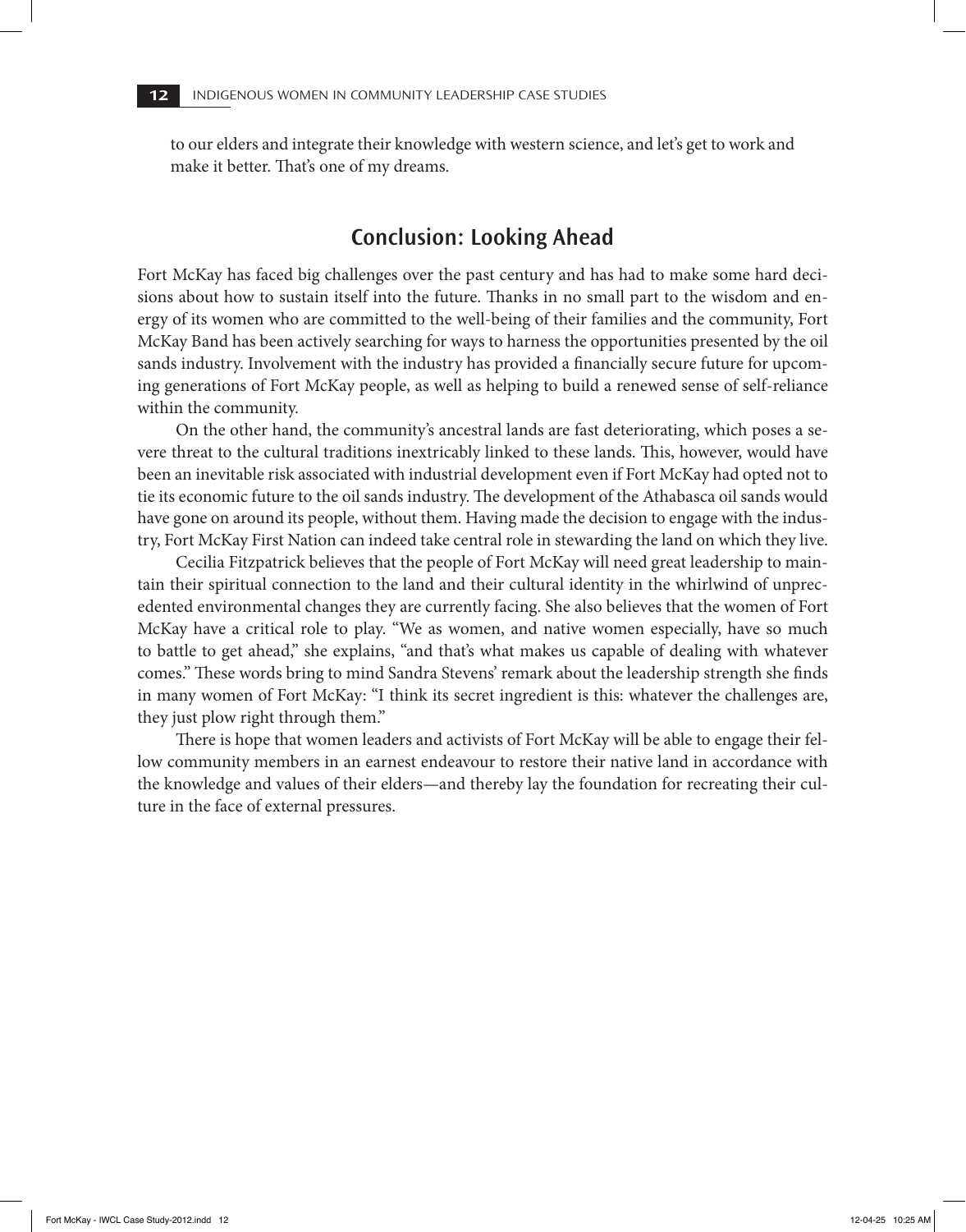to our elders and integrate their knowledge with western science, and let's get to work and make it better. That's one of my dreams.

## Conclusion: Looking Ahead

Fort McKay has faced big challenges over the past century and has had to make some hard decisions about how to sustain itself into the future. Thanks in no small part to the wisdom and energy of its women who are committed to the well-being of their families and the community, Fort McKay Band has been actively searching for ways to harness the opportunities presented by the oil sands industry. Involvement with the industry has provided a financially secure future for upcoming generations of Fort McKay people, as well as helping to build a renewed sense of self-reliance within the community.

On the other hand, the community's ancestral lands are fast deteriorating, which poses a severe threat to the cultural traditions inextricably linked to these lands. This, however, would have been an inevitable risk associated with industrial development even if Fort McKay had opted not to tie its economic future to the oil sands industry. The development of the Athabasca oil sands would have gone on around its people, without them. Having made the decision to engage with the industry, Fort McKay First Nation can indeed take central role in stewarding the land on which they live.

Cecilia Fitzpatrick believes that the people of Fort McKay will need great leadership to maintain their spiritual connection to the land and their cultural identity in the whirlwind of unprecedented environmental changes they are currently facing. She also believes that the women of Fort McKay have a critical role to play. "We as women, and native women especially, have so much to battle to get ahead," she explains, "and that's what makes us capable of dealing with whatever comes." These words bring to mind Sandra Stevens' remark about the leadership strength she finds in many women of Fort McKay: "I think its secret ingredient is this: whatever the challenges are, they just plow right through them."

There is hope that women leaders and activists of Fort McKay will be able to engage their fellow community members in an earnest endeavour to restore their native land in accordance with the knowledge and values of their elders—and thereby lay the foundation for recreating their culture in the face of external pressures.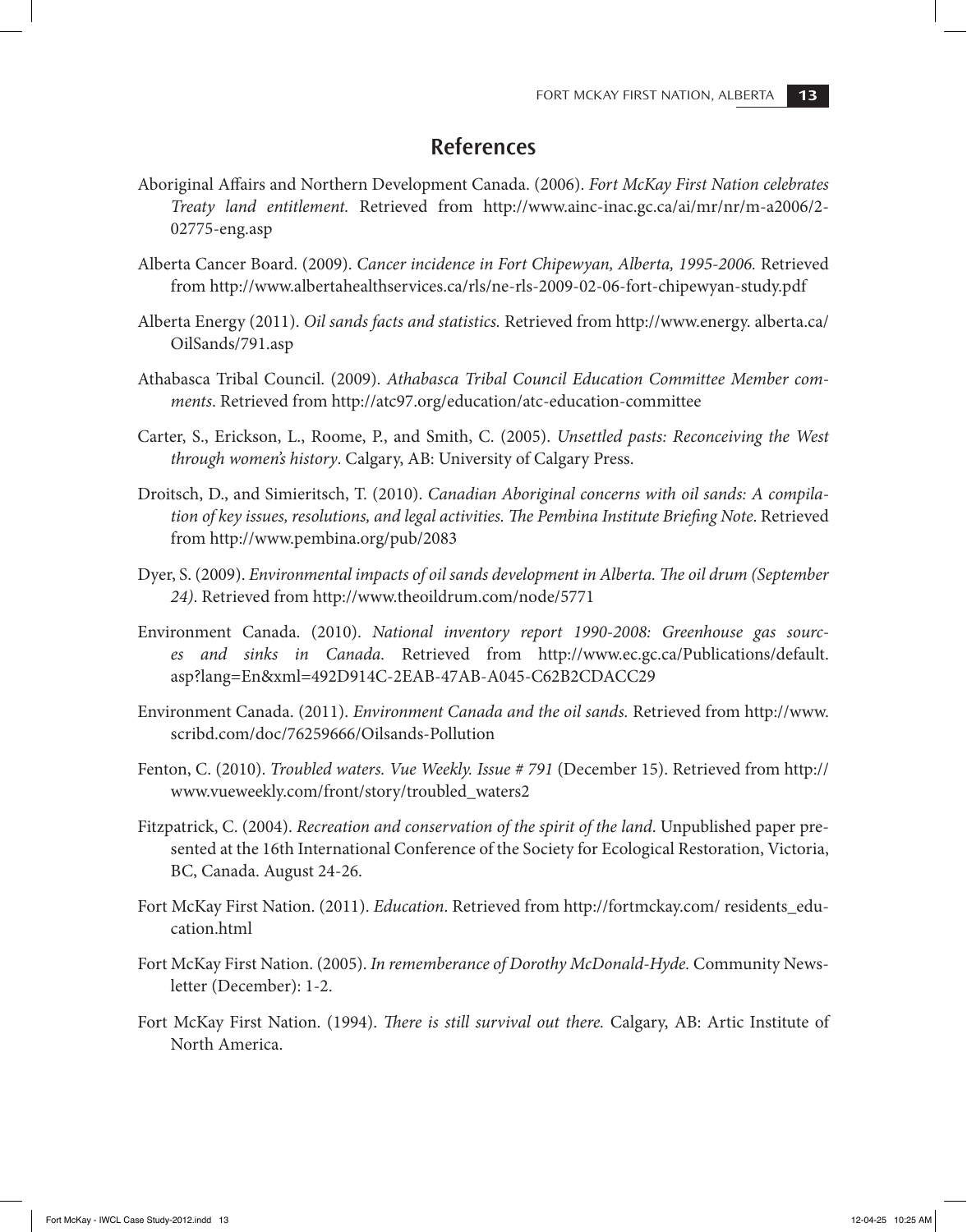## References

Aboriginal Affairs and Northern Development Canada. (2006). *Fort McKay First Nation celebrates Treaty land entitlement.* Retrieved from http://www.ainc-inac.gc.ca/ai/mr/nr/m-a2006/2-02775-eng.asp

Alberta Cancer Board. (2009). *Cancer incidence in Fort Chipewyan, Alberta, 1995-2006.* Retrieved from http://www.albertahealthservices.ca/rls/ne-rls-2009-02-06-fort-chipewyan-study.pdf

Alberta Energy (2011). *Oil sands facts and statistics.* Retrieved from http://www.energy. alberta.ca/OilSands/791.asp

Athabasca Tribal Council. (2009). *Athabasca Tribal Council Education Committee Member comments*. Retrieved from http://atc97.org/education/atc-education-committee

Carter, S., Erickson, L., Roome, P., and Smith, C. (2005). *Unsettled pasts: Reconceiving the West through women's history*. Calgary, AB: University of Calgary Press.

Droitsch, D., and Simieritsch, T. (2010). *Canadian Aboriginal concerns with oil sands: A compilation of key issues, resolutions, and legal activities. The Pembina Institute Briefing Note*. Retrieved from http://www.pembina.org/pub/2083

Dyer, S. (2009). *Environmental impacts of oil sands development in Alberta. The oil drum (September 24).* Retrieved from http://www.theoildrum.com/node/5771

Environment Canada. (2010). *National inventory report 1990-2008: Greenhouse gas sources and sinks in Canada.* Retrieved from http://www.ec.gc.ca/Publications/default.asp?lang=En&xml=492D914C-2EAB-47AB-A045-C62B2CDACC29

Environment Canada. (2011). *Environment Canada and the oil sands.* Retrieved from http://www.scribd.com/doc/76259666/Oilsands-Pollution

Fenton, C. (2010). *Troubled waters. Vue Weekly. Issue # 791* (December 15). Retrieved from http://www.vueweekly.com/front/story/troubled_waters2

Fitzpatrick, C. (2004). *Recreation and conservation of the spirit of the land*. Unpublished paper presented at the 16th International Conference of the Society for Ecological Restoration, Victoria, BC, Canada. August 24-26.

Fort McKay First Nation. (2011). *Education*. Retrieved from http://fortmckay.com/ residents_education.html

Fort McKay First Nation. (2005). *In rememberance of Dorothy McDonald-Hyde.* Community Newsletter (December): 1-2.

Fort McKay First Nation. (1994). *There is still survival out there.* Calgary, AB: Artic Institute of North America.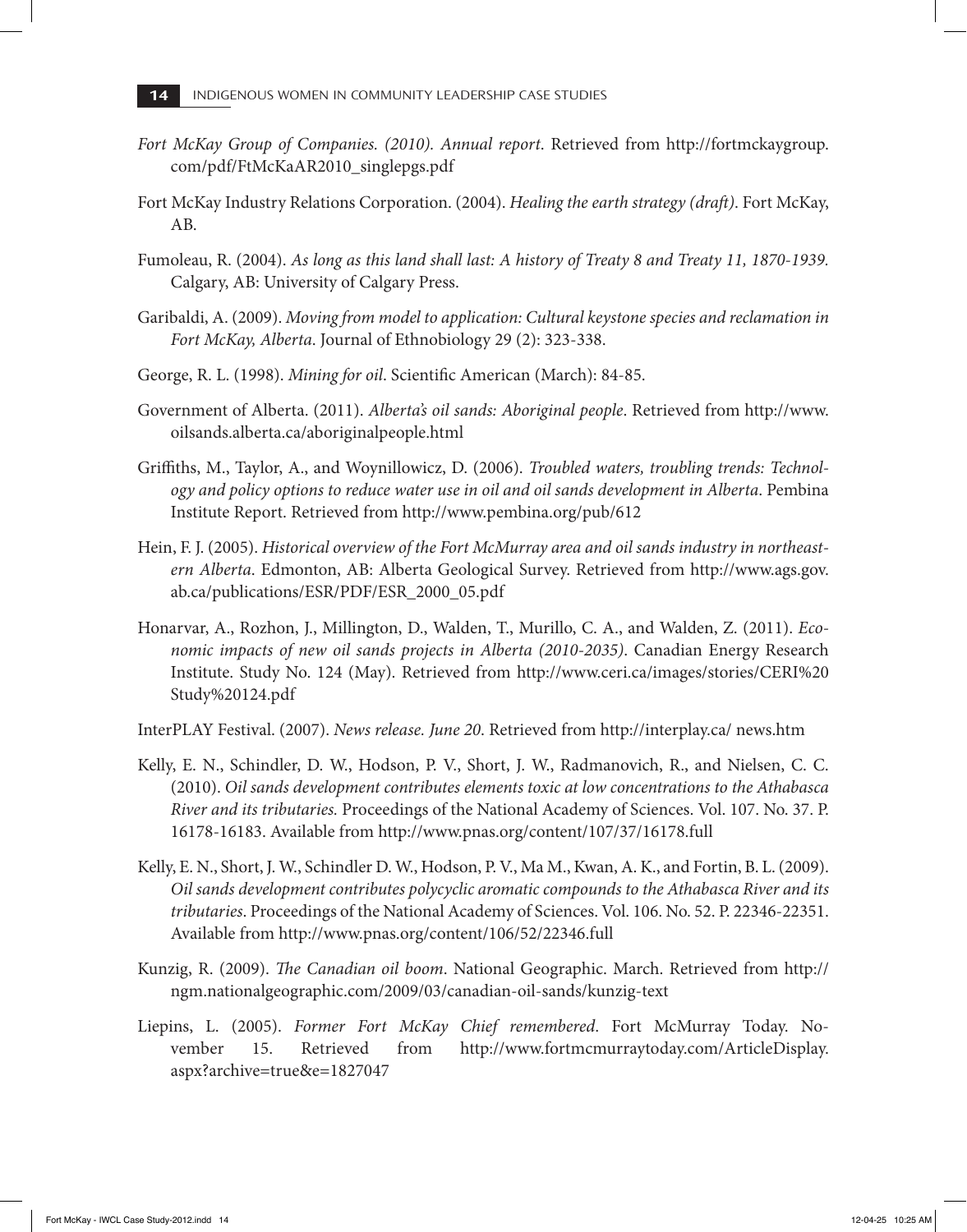*Fort McKay Group of Companies. (2010). Annual report*. Retrieved from http://fortmckaygroup.com/pdf/FtMcKaAR2010_singlepgs.pdf

Fort McKay Industry Relations Corporation. (2004). *Healing the earth strategy (draft)*. Fort McKay, AB.

Fumoleau, R. (2004). *As long as this land shall last: A history of Treaty 8 and Treaty 11, 1870-1939.* Calgary, AB: University of Calgary Press.

Garibaldi, A. (2009). *Moving from model to application: Cultural keystone species and reclamation in Fort McKay, Alberta*. Journal of Ethnobiology 29 (2): 323-338.

George, R. L. (1998). *Mining for oil*. Scientific American (March): 84-85.

Government of Alberta. (2011). *Alberta's oil sands: Aboriginal people*. Retrieved from http://www.oilsands.alberta.ca/aboriginalpeople.html

Griffiths, M., Taylor, A., and Woynillowicz, D. (2006). *Troubled waters, troubling trends: Technology and policy options to reduce water use in oil and oil sands development in Alberta*. Pembina Institute Report. Retrieved from http://www.pembina.org/pub/612

Hein, F. J. (2005). *Historical overview of the Fort McMurray area and oil sands industry in northeastern Alberta*. Edmonton, AB: Alberta Geological Survey. Retrieved from http://www.ags.gov.ab.ca/publications/ESR/PDF/ESR_2000_05.pdf

Honarvar, A., Rozhon, J., Millington, D., Walden, T., Murillo, C. A., and Walden, Z. (2011). *Economic impacts of new oil sands projects in Alberta (2010-2035)*. Canadian Energy Research Institute. Study No. 124 (May). Retrieved from http://www.ceri.ca/images/stories/CERI%20Study%20124.pdf

InterPLAY Festival. (2007). *News release. June 20*. Retrieved from http://interplay.ca/ news.htm

Kelly, E. N., Schindler, D. W., Hodson, P. V., Short, J. W., Radmanovich, R., and Nielsen, C. C. (2010). *Oil sands development contributes elements toxic at low concentrations to the Athabasca River and its tributaries.* Proceedings of the National Academy of Sciences. Vol. 107. No. 37. P. 16178-16183. Available from http://www.pnas.org/content/107/37/16178.full

Kelly, E. N., Short, J. W., Schindler D. W., Hodson, P. V., Ma M., Kwan, A. K., and Fortin, B. L. (2009). *Oil sands development contributes polycyclic aromatic compounds to the Athabasca River and its tributaries*. Proceedings of the National Academy of Sciences. Vol. 106. No. 52. P. 22346-22351. Available from http://www.pnas.org/content/106/52/22346.full

Kunzig, R. (2009). *The Canadian oil boom*. National Geographic. March. Retrieved from http://ngm.nationalgeographic.com/2009/03/canadian-oil-sands/kunzig-text

Liepins, L. (2005). *Former Fort McKay Chief remembered*. Fort McMurray Today. November 15. Retrieved from http://www.fortmcmurraytoday.com/ArticleDisplay.aspx?archive=true&e=1827047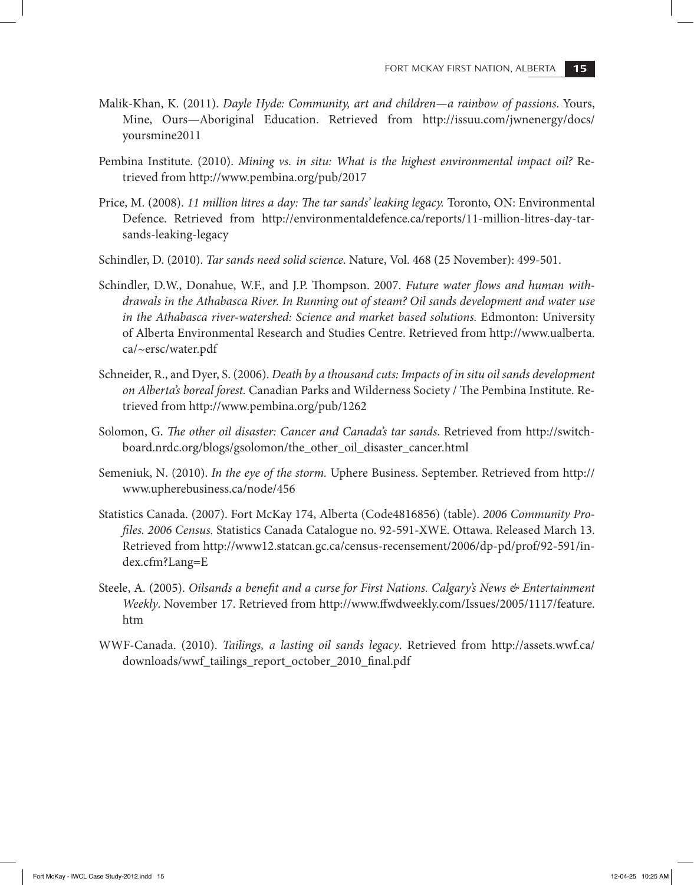Malik-Khan, K. (2011). *Dayle Hyde: Community, art and children—a rainbow of passions*. Yours, Mine, Ours—Aboriginal Education. Retrieved from http://issuu.com/jwnenergy/docs/yoursmine2011

Pembina Institute. (2010). *Mining vs. in situ: What is the highest environmental impact oil?* Retrieved from http://www.pembina.org/pub/2017

Price, M. (2008). *11 million litres a day: The tar sands' leaking legacy.* Toronto, ON: Environmental Defence. Retrieved from http://environmentaldefence.ca/reports/11-million-litres-day-tar-sands-leaking-legacy

Schindler, D. (2010). *Tar sands need solid science*. Nature, Vol. 468 (25 November): 499-501.

Schindler, D.W., Donahue, W.F., and J.P. Thompson. 2007. *Future water flows and human withdrawals in the Athabasca River. In Running out of steam? Oil sands development and water use in the Athabasca river-watershed: Science and market based solutions.* Edmonton: University of Alberta Environmental Research and Studies Centre. Retrieved from http://www.ualberta.ca/~ersc/water.pdf

Schneider, R., and Dyer, S. (2006). *Death by a thousand cuts: Impacts of in situ oil sands development on Alberta's boreal forest.* Canadian Parks and Wilderness Society / The Pembina Institute. Retrieved from http://www.pembina.org/pub/1262

Solomon, G. *The other oil disaster: Cancer and Canada's tar sands*. Retrieved from http://switchboard.nrdc.org/blogs/gsolomon/the_other_oil_disaster_cancer.html

Semeniuk, N. (2010). *In the eye of the storm.* Uphere Business. September. Retrieved from http://www.upherebusiness.ca/node/456

Statistics Canada. (2007). Fort McKay 174, Alberta (Code4816856) (table). *2006 Community Profiles. 2006 Census.* Statistics Canada Catalogue no. 92-591-XWE. Ottawa. Released March 13. Retrieved from http://www12.statcan.gc.ca/census-recensement/2006/dp-pd/prof/92-591/index.cfm?Lang=E

Steele, A. (2005). *Oilsands a benefit and a curse for First Nations. Calgary's News & Entertainment Weekly*. November 17. Retrieved from http://www.ffwdweekly.com/Issues/2005/1117/feature.htm

WWF-Canada. (2010). *Tailings, a lasting oil sands legacy*. Retrieved from http://assets.wwf.ca/downloads/wwf_tailings_report_october_2010_final.pdf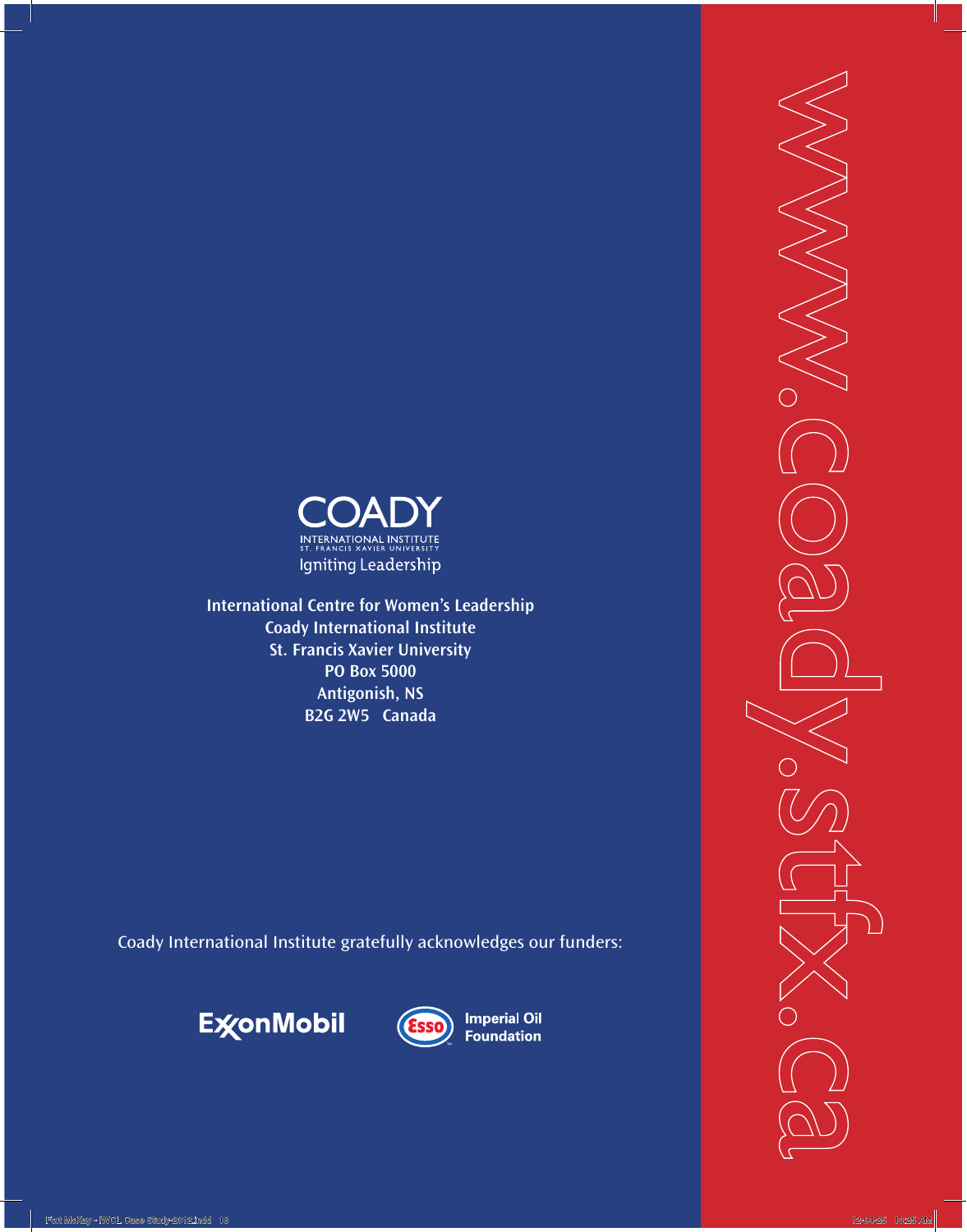COADY

INTERNATIONAL INSTITUTE
ST. FRANCIS XAVIER UNIVERSITY

Igniting Leadership

**International Centre for Women's Leadership**
**Coady International Institute**
**St. Francis Xavier University**
**PO Box 5000**
**Antigonish, NS**
**B2G 2W5 Canada**

Coady International Institute gratefully acknowledges our funders:

ExxonMobil

Esso Imperial Oil Foundation

www.coady.stfx.ca